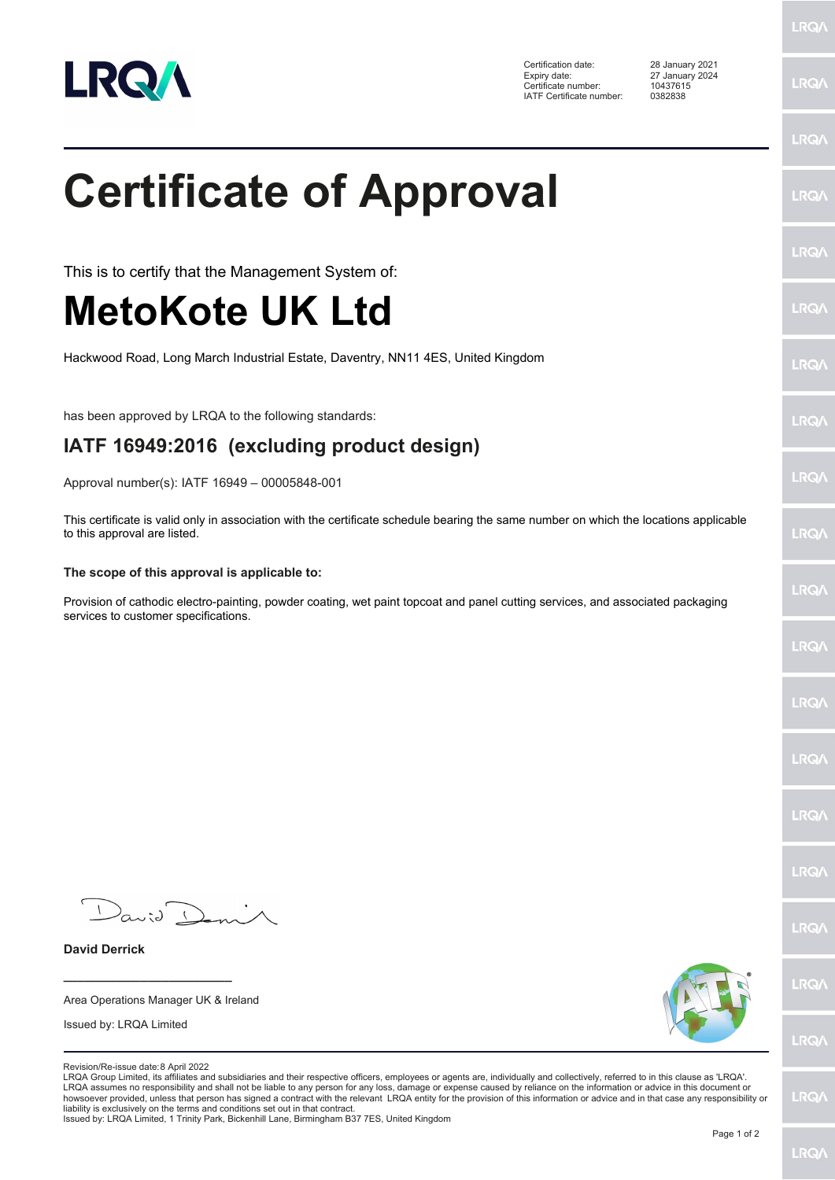| | |
|---|---|
| Certification date: | 28 January 2021 |
| Expiry date: | 27 January 2024 |
| Certificate number: | 10437615 |
| IATF Certificate number: | 0382838 |

# Certificate of Approval

This is to certify that the Management System of:

# MetoKote UK Ltd

Hackwood Road, Long March Industrial Estate, Daventry, NN11 4ES, United Kingdom

has been approved by LRQA to the following standards:

## IATF 16949:2016 (excluding product design)

Approval number(s): IATF 16949 – 00005848-001

This certificate is valid only in association with the certificate schedule bearing the same number on which the locations applicable to this approval are listed.

**The scope of this approval is applicable to:**

Provision of cathodic electro-painting, powder coating, wet paint topcoat and panel cutting services, and associated packaging services to customer specifications.

**David Derrick**

Area Operations Manager UK & Ireland

Issued by: LRQA Limited

Revision/Re-issue date: 8 April 2022

LRQA Group Limited, its affiliates and subsidiaries and their respective officers, employees or agents are, individually and collectively, referred to in this clause as 'LRQA'. LRQA assumes no responsibility and shall not be liable to any person for any loss, damage or expense caused by reliance on the information or advice in this document or howsoever provided, unless that person has signed a contract with the relevant LRQA entity for the provision of this information or advice and in that case any responsibility or liability is exclusively on the terms and conditions set out in that contract.

Issued by: LRQA Limited, 1 Trinity Park, Bickenhill Lane, Birmingham B37 7ES, United Kingdom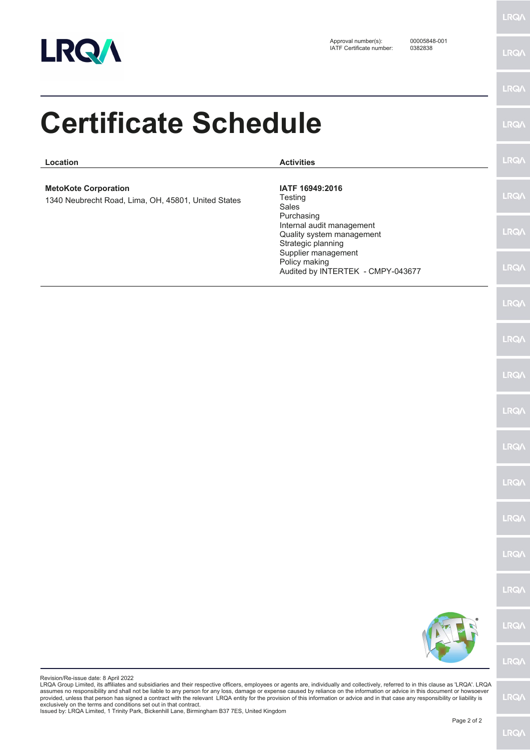Approval number(s): 00005848-001
IATF Certificate number: 0382838

# Certificate Schedule

| Location | Activities |
| --- | --- |
| **MetoKote Corporation**<br>1340 Neubrecht Road, Lima, OH, 45801, United States | **IATF 16949:2016**<br>Testing<br>Sales<br>Purchasing<br>Internal audit management<br>Quality system management<br>Strategic planning<br>Supplier management<br>Policy making<br>Audited by INTERTEK - CMPY-043677 |

Revision/Re-issue date: 8 April 2022

LRQA Group Limited, its affiliates and subsidiaries and their respective officers, employees or agents are, individually and collectively, referred to in this clause as 'LRQA'. LRQA assumes no responsibility and shall not be liable to any person for any loss, damage or expense caused by reliance on the information or advice in this document or howsoever provided, unless that person has signed a contract with the relevant LRQA entity for the provision of this information or advice and in that case any responsibility or liability is exclusively on the terms and conditions set out in that contract.

Issued by: LRQA Limited, 1 Trinity Park, Bickenhill Lane, Birmingham B37 7ES, United Kingdom